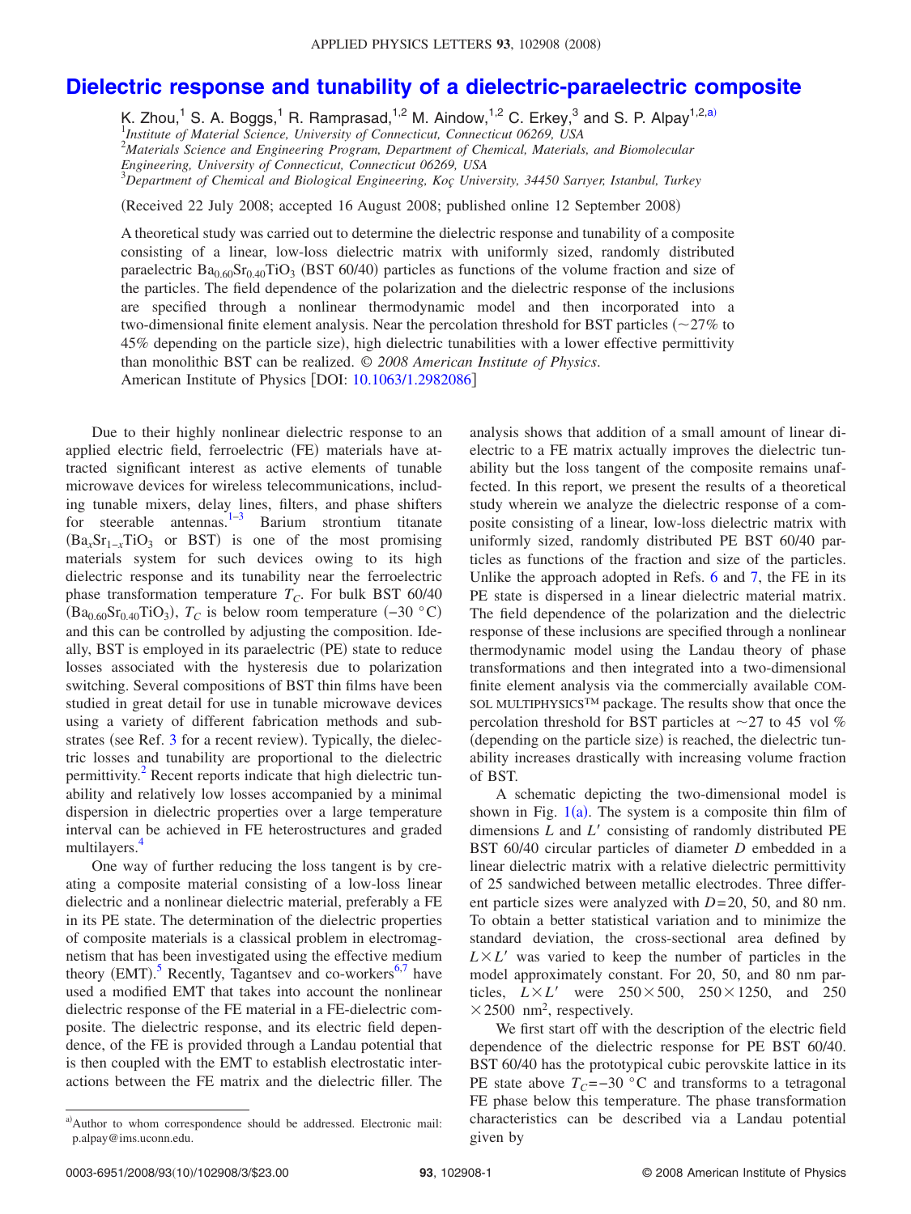# Dielectric response and tunability of a dielectric-paraelectric composite

K. Zhou,[1] S. A. Boggs,[1] R. Ramprasad,[1,2] M. Aindow,[1,2] C. Erkey,[3] and S. P. Alpay[1,2,a)]

[1]*Institute of Material Science, University of Connecticut, Connecticut 06269, USA*
[2]*Materials Science and Engineering Program, Department of Chemical, Materials, and Biomolecular Engineering, University of Connecticut, Connecticut 06269, USA*
[3]*Department of Chemical and Biological Engineering, Koç University, 34450 Sarıyer, Istanbul, Turkey*

(Received 22 July 2008; accepted 16 August 2008; published online 12 September 2008)

A theoretical study was carried out to determine the dielectric response and tunability of a composite consisting of a linear, low-loss dielectric matrix with uniformly sized, randomly distributed paraelectric $Ba_{0.60}Sr_{0.40}TiO_3$ (BST 60/40) particles as functions of the volume fraction and size of the particles. The field dependence of the polarization and the dielectric response of the inclusions are specified through a nonlinear thermodynamic model and then incorporated into a two-dimensional finite element analysis. Near the percolation threshold for BST particles (~27% to 45% depending on the particle size), high dielectric tunabilities with a lower effective permittivity than monolithic BST can be realized. © *2008 American Institute of Physics*. American Institute of Physics [DOI: 10.1063/1.2982086]

Due to their highly nonlinear dielectric response to an applied electric field, ferroelectric (FE) materials have attracted significant interest as active elements of tunable microwave devices for wireless telecommunications, including tunable mixers, delay lines, filters, and phase shifters for steerable antennas.[1–3] Barium strontium titanate ($Ba_xSr_{1-x}TiO_3$ or BST) is one of the most promising materials system for such devices owing to its high dielectric response and its tunability near the ferroelectric phase transformation temperature $T_C$. For bulk BST 60/40 ($Ba_{0.60}Sr_{0.40}TiO_3$), $T_C$ is below room temperature (−30 °C) and this can be controlled by adjusting the composition. Ideally, BST is employed in its paraelectric (PE) state to reduce losses associated with the hysteresis due to polarization switching. Several compositions of BST thin films have been studied in great detail for use in tunable microwave devices using a variety of different fabrication methods and substrates (see Ref. 3 for a recent review). Typically, the dielectric losses and tunability are proportional to the dielectric permittivity.[2] Recent reports indicate that high dielectric tunability and relatively low losses accompanied by a minimal dispersion in dielectric properties over a large temperature interval can be achieved in FE heterostructures and graded multilayers.[4]

One way of further reducing the loss tangent is by creating a composite material consisting of a low-loss linear dielectric and a nonlinear dielectric material, preferably a FE in its PE state. The determination of the dielectric properties of composite materials is a classical problem in electromagnetism that has been investigated using the effective medium theory (EMT).[5] Recently, Tagantsev and co-workers[6,7] have used a modified EMT that takes into account the nonlinear dielectric response of the FE material in a FE-dielectric composite. The dielectric response, and its electric field dependence, of the FE is provided through a Landau potential that is then coupled with the EMT to establish electrostatic interactions between the FE matrix and the dielectric filler. The analysis shows that addition of a small amount of linear dielectric to a FE matrix actually improves the dielectric tunability but the loss tangent of the composite remains unaffected. In this report, we present the results of a theoretical study wherein we analyze the dielectric response of a composite consisting of a linear, low-loss dielectric matrix with uniformly sized, randomly distributed PE BST 60/40 particles as functions of the fraction and size of the particles. Unlike the approach adopted in Refs. 6 and 7, the FE in its PE state is dispersed in a linear dielectric matrix. The field dependence of the polarization and the dielectric response of these inclusions are specified through a nonlinear thermodynamic model using the Landau theory of phase transformations and then integrated into a two-dimensional finite element analysis via the commercially available COMSOL MULTIPHYSICS™ package. The results show that once the percolation threshold for BST particles at ~27 to 45 vol % (depending on the particle size) is reached, the dielectric tunability increases drastically with increasing volume fraction of BST.

A schematic depicting the two-dimensional model is shown in Fig. 1(a). The system is a composite thin film of dimensions $L$ and $L'$ consisting of randomly distributed PE BST 60/40 circular particles of diameter $D$ embedded in a linear dielectric matrix with a relative dielectric permittivity of 25 sandwiched between metallic electrodes. Three different particle sizes were analyzed with $D$=20, 50, and 80 nm. To obtain a better statistical variation and to minimize the standard deviation, the cross-sectional area defined by $L \times L'$ was varied to keep the number of particles in the model approximately constant. For 20, 50, and 80 nm particles, $L \times L'$ were $250 \times 500$, $250 \times 1250$, and $250 \times 2500$ nm$^2$, respectively.

We first start off with the description of the electric field dependence of the dielectric response for PE BST 60/40. BST 60/40 has the prototypical cubic perovskite lattice in its PE state above $T_C$=−30 °C and transforms to a tetragonal FE phase below this temperature. The phase transformation characteristics can be described via a Landau potential given by

[a)]Author to whom correspondence should be addressed. Electronic mail: p.alpay@ims.uconn.edu.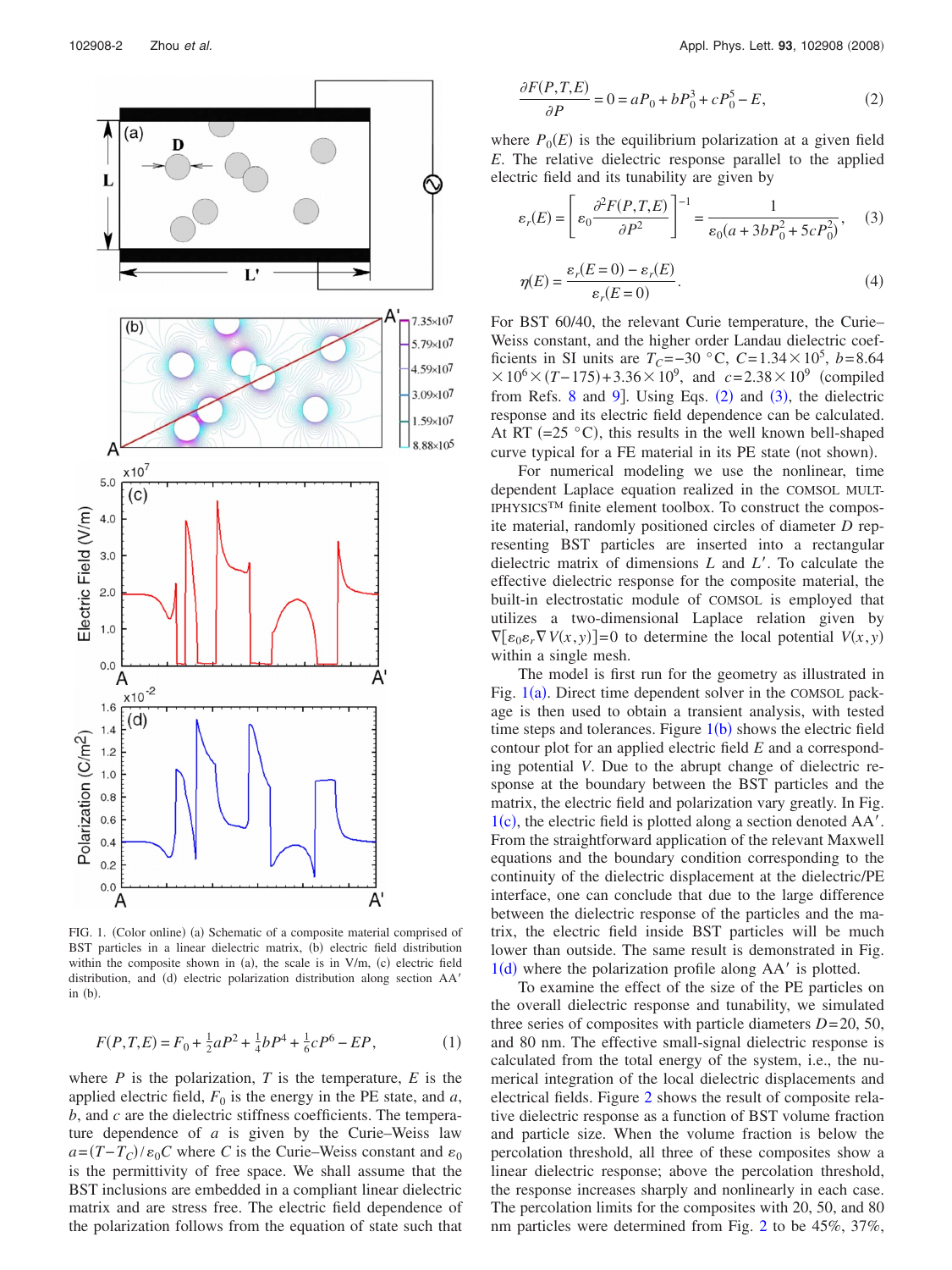FIG. 1. (Color online) (a) Schematic of a composite material comprised of BST particles in a linear dielectric matrix, (b) electric field distribution within the composite shown in (a), the scale is in V/m, (c) electric field distribution, and (d) electric polarization distribution along section AA′ in (b).

$$F(P,T,E) = F_0 + \frac{1}{2}aP^2 + \frac{1}{4}bP^4 + \frac{1}{6}cP^6 - EP, \tag{1}$$

where $P$ is the polarization, $T$ is the temperature, $E$ is the applied electric field, $F_0$ is the energy in the PE state, and $a$, $b$, and $c$ are the dielectric stiffness coefficients. The temperature dependence of $a$ is given by the Curie–Weiss law $a=(T-T_C)/\varepsilon_0 C$ where $C$ is the Curie–Weiss constant and $\varepsilon_0$ is the permittivity of free space. We shall assume that the BST inclusions are embedded in a compliant linear dielectric matrix and are stress free. The electric field dependence of the polarization follows from the equation of state such that

$$\frac{\partial F(P,T,E)}{\partial P} = 0 = aP_0 + bP_0^3 + cP_0^5 - E, \tag{2}$$

where $P_0(E)$ is the equilibrium polarization at a given field $E$. The relative dielectric response parallel to the applied electric field and its tunability are given by

$$\varepsilon_r(E) = \left[\varepsilon_0 \frac{\partial^2 F(P,T,E)}{\partial P^2}\right]^{-1} = \frac{1}{\varepsilon_0(a + 3bP_0^2 + 5cP_0^2)}, \tag{3}$$

$$\eta(E) = \frac{\varepsilon_r(E=0) - \varepsilon_r(E)}{\varepsilon_r(E=0)}. \tag{4}$$

For BST 60/40, the relevant Curie temperature, the Curie–Weiss constant, and the higher order Landau dielectric coefficients in SI units are $T_C=-30$ °C, $C=1.34\times10^5$, $b=8.64\times10^6\times(T-175)+3.36\times10^9$, and $c=2.38\times10^9$ (compiled from Refs. 8 and 9). Using Eqs. (2) and (3), the dielectric response and its electric field dependence can be calculated. At RT (=25 °C), this results in the well known bell-shaped curve typical for a FE material in its PE state (not shown).

For numerical modeling we use the nonlinear, time dependent Laplace equation realized in the COMSOL MULTIPHYSICS™ finite element toolbox. To construct the composite material, randomly positioned circles of diameter $D$ representing BST particles are inserted into a rectangular dielectric matrix of dimensions $L$ and $L'$. To calculate the effective dielectric response for the composite material, the built-in electrostatic module of COMSOL is employed that utilizes a two-dimensional Laplace relation given by $\nabla[\varepsilon_0\varepsilon_r\nabla V(x,y)]=0$ to determine the local potential $V(x,y)$ within a single mesh.

The model is first run for the geometry as illustrated in Fig. 1(a). Direct time dependent solver in the COMSOL package is then used to obtain a transient analysis, with tested time steps and tolerances. Figure 1(b) shows the electric field contour plot for an applied electric field $E$ and a corresponding potential $V$. Due to the abrupt change of dielectric response at the boundary between the BST particles and the matrix, the electric field and polarization vary greatly. In Fig. 1(c), the electric field is plotted along a section denoted AA′. From the straightforward application of the relevant Maxwell equations and the boundary condition corresponding to the continuity of the dielectric displacement at the dielectric/PE interface, one can conclude that due to the large difference between the dielectric response of the particles and the matrix, the electric field inside BST particles will be much lower than outside. The same result is demonstrated in Fig. 1(d) where the polarization profile along AA′ is plotted.

To examine the effect of the size of the PE particles on the overall dielectric response and tunability, we simulated three series of composites with particle diameters $D$=20, 50, and 80 nm. The effective small-signal dielectric response is calculated from the total energy of the system, i.e., the numerical integration of the local dielectric displacements and electrical fields. Figure 2 shows the result of composite relative dielectric response as a function of BST volume fraction and particle size. When the volume fraction is below the percolation threshold, all three of these composites show a linear dielectric response; above the percolation threshold, the response increases sharply and nonlinearly in each case. The percolation limits for the composites with 20, 50, and 80 nm particles were determined from Fig. 2 to be 45%, 37%,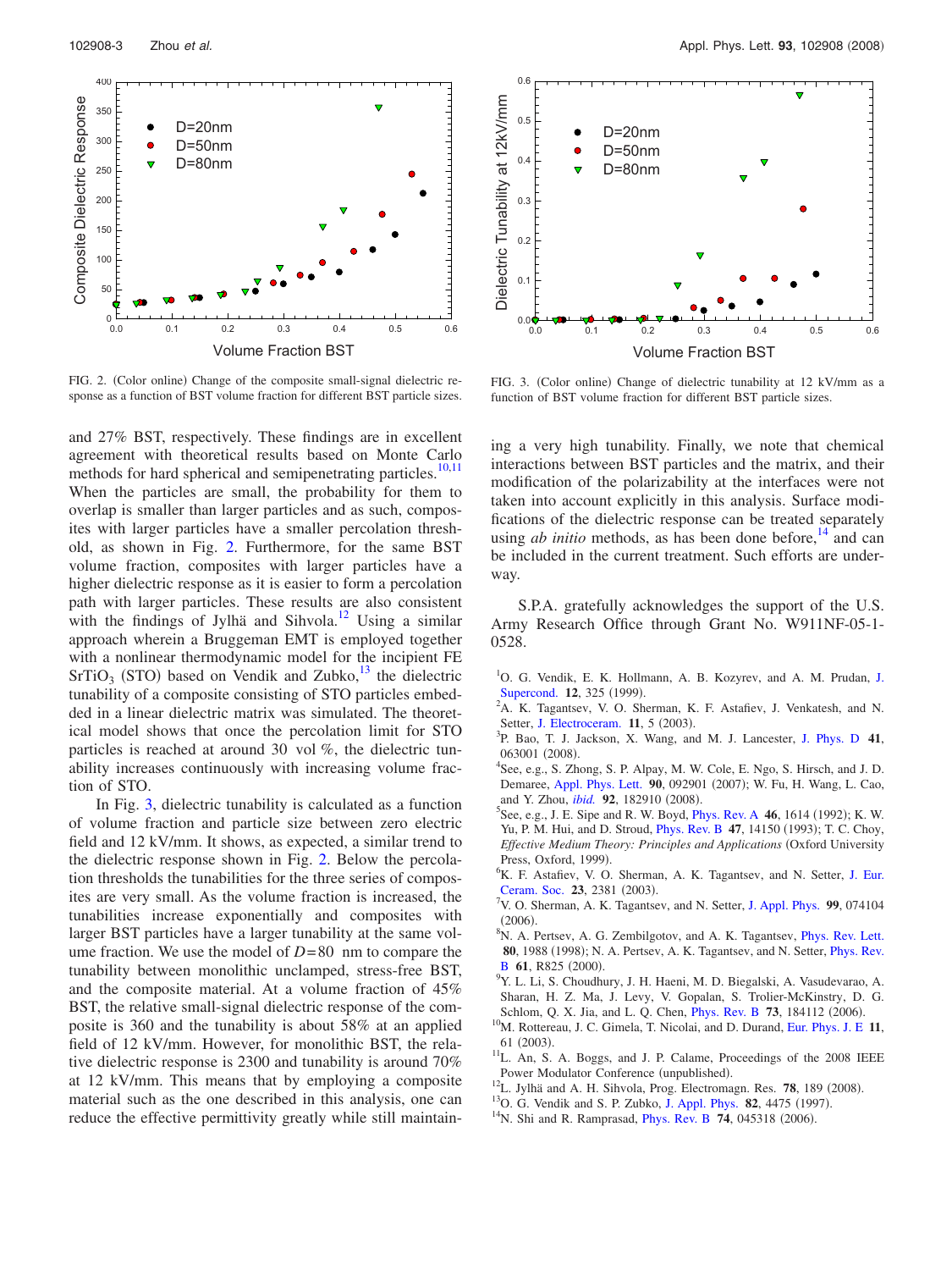Composite Dielectric Response

400
350
300
250
200
150
100
50
0

0.0 0.1 0.2 0.3 0.4 0.5 0.6

Volume Fraction BST

D=20nm
D=50nm
D=80nm

FIG. 2. (Color online) Change of the composite small-signal dielectric response as a function of BST volume fraction for different BST particle sizes.

Dielectric Tunability at 12kV/mm

0.6
0.5
0.4
0.3
0.2
0.1
0.0

0.0 0.1 0.2 0.3 0.4 0.5 0.6

Volume Fraction BST

D=20nm
D=50nm
D=80nm

FIG. 3. (Color online) Change of dielectric tunability at 12 kV/mm as a function of BST volume fraction for different BST particle sizes.

and 27% BST, respectively. These findings are in excellent agreement with theoretical results based on Monte Carlo methods for hard spherical and semipenetrating particles.[10,11] When the particles are small, the probability for them to overlap is smaller than larger particles and as such, composites with larger particles have a smaller percolation threshold, as shown in Fig. 2. Furthermore, for the same BST volume fraction, composites with larger particles have a higher dielectric response as it is easier to form a percolation path with larger particles. These results are also consistent with the findings of Jylhä and Sihvola.[12] Using a similar approach wherein a Bruggeman EMT is employed together with a nonlinear thermodynamic model for the incipient FE $SrTiO_3$ (STO) based on Vendik and Zubko,[13] the dielectric tunability of a composite consisting of STO particles embedded in a linear dielectric matrix was simulated. The theoretical model shows that once the percolation limit for STO particles is reached at around 30 vol %, the dielectric tunability increases continuously with increasing volume fraction of STO.

In Fig. 3, dielectric tunability is calculated as a function of volume fraction and particle size between zero electric field and 12 kV/mm. It shows, as expected, a similar trend to the dielectric response shown in Fig. 2. Below the percolation thresholds the tunabilities for the three series of composites are very small. As the volume fraction is increased, the tunabilities increase exponentially and composites with larger BST particles have a larger tunability at the same volume fraction. We use the model of $D=80$ nm to compare the tunability between monolithic unclamped, stress-free BST, and the composite material. At a volume fraction of 45% BST, the relative small-signal dielectric response of the composite is 360 and the tunability is about 58% at an applied field of 12 kV/mm. However, for monolithic BST, the relative dielectric response is 2300 and tunability is around 70% at 12 kV/mm. This means that by employing a composite material such as the one described in this analysis, one can reduce the effective permittivity greatly while still maintaining a very high tunability. Finally, we note that chemical interactions between BST particles and the matrix, and their modification of the polarizability at the interfaces were not taken into account explicitly in this analysis. Surface modifications of the dielectric response can be treated separately using *ab initio* methods, as has been done before,[14] and can be included in the current treatment. Such efforts are underway.

S.P.A. gratefully acknowledges the support of the U.S. Army Research Office through Grant No. W911NF-05-1-0528.

[1] O. G. Vendik, E. K. Hollmann, A. B. Kozyrev, and A. M. Prudan, J. Supercond. **12**, 325 (1999).

[2] A. K. Tagantsev, V. O. Sherman, K. F. Astafiev, J. Venkatesh, and N. Setter, J. Electroceram. **11**, 5 (2003).

[3] P. Bao, T. J. Jackson, X. Wang, and M. J. Lancester, J. Phys. D **41**, 063001 (2008).

[4] See, e.g., S. Zhong, S. P. Alpay, M. W. Cole, E. Ngo, S. Hirsch, and J. D. Demaree, Appl. Phys. Lett. **90**, 092901 (2007); W. Fu, H. Wang, L. Cao, and Y. Zhou, *ibid.* **92**, 182910 (2008).

[5] See, e.g., J. E. Sipe and R. W. Boyd, Phys. Rev. A **46**, 1614 (1992); K. W. Yu, P. M. Hui, and D. Stroud, Phys. Rev. B **47**, 14150 (1993); T. C. Choy, *Effective Medium Theory: Principles and Applications* (Oxford University Press, Oxford, 1999).

[6] K. F. Astafiev, V. O. Sherman, A. K. Tagantsev, and N. Setter, J. Eur. Ceram. Soc. **23**, 2381 (2003).

[7] V. O. Sherman, A. K. Tagantsev, and N. Setter, J. Appl. Phys. **99**, 074104 (2006).

[8] N. A. Pertsev, A. G. Zembilgotov, and A. K. Tagantsev, Phys. Rev. Lett. **80**, 1988 (1998); N. A. Pertsev, A. K. Tagantsev, and N. Setter, Phys. Rev. B **61**, R825 (2000).

[9] Y. L. Li, S. Choudhury, J. H. Haeni, M. D. Biegalski, A. Vasudevarao, A. Sharan, H. Z. Ma, J. Levy, V. Gopalan, S. Trolier-McKinstry, D. G. Schlom, Q. X. Jia, and L. Q. Chen, Phys. Rev. B **73**, 184112 (2006).

[10] M. Rottereau, J. C. Gimela, T. Nicolai, and D. Durand, Eur. Phys. J. E **11**, 61 (2003).

[11] L. An, S. A. Boggs, and J. P. Calame, Proceedings of the 2008 IEEE Power Modulator Conference (unpublished).

[12] L. Jylhä and A. H. Sihvola, Prog. Electromagn. Res. **78**, 189 (2008).

[13] O. G. Vendik and S. P. Zubko, J. Appl. Phys. **82**, 4475 (1997).

[14] N. Shi and R. Ramprasad, Phys. Rev. B **74**, 045318 (2006).